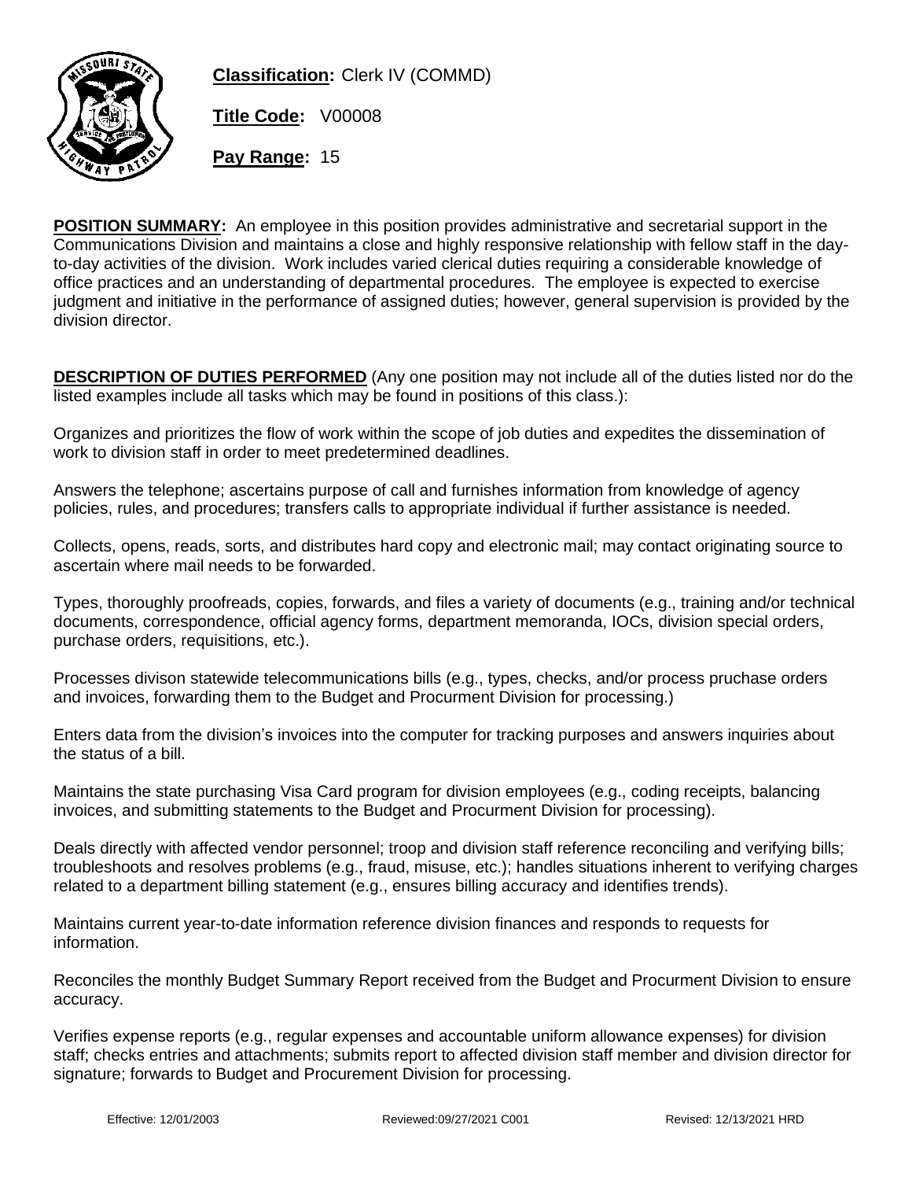**Classification:** Clerk IV (COMMD)

**Title Code:** V00008

**Pay Range:** 15

**POSITION SUMMARY:** An employee in this position provides administrative and secretarial support in the Communications Division and maintains a close and highly responsive relationship with fellow staff in the day-to-day activities of the division. Work includes varied clerical duties requiring a considerable knowledge of office practices and an understanding of departmental procedures. The employee is expected to exercise judgment and initiative in the performance of assigned duties; however, general supervision is provided by the division director.

**DESCRIPTION OF DUTIES PERFORMED** (Any one position may not include all of the duties listed nor do the listed examples include all tasks which may be found in positions of this class.):

Organizes and prioritizes the flow of work within the scope of job duties and expedites the dissemination of work to division staff in order to meet predetermined deadlines.

Answers the telephone; ascertains purpose of call and furnishes information from knowledge of agency policies, rules, and procedures; transfers calls to appropriate individual if further assistance is needed.

Collects, opens, reads, sorts, and distributes hard copy and electronic mail; may contact originating source to ascertain where mail needs to be forwarded.

Types, thoroughly proofreads, copies, forwards, and files a variety of documents (e.g., training and/or technical documents, correspondence, official agency forms, department memoranda, IOCs, division special orders, purchase orders, requisitions, etc.).

Processes divison statewide telecommunications bills (e.g., types, checks, and/or process pruchase orders and invoices, forwarding them to the Budget and Procurment Division for processing.)

Enters data from the division's invoices into the computer for tracking purposes and answers inquiries about the status of a bill.

Maintains the state purchasing Visa Card program for division employees (e.g., coding receipts, balancing invoices, and submitting statements to the Budget and Procurment Division for processing).

Deals directly with affected vendor personnel; troop and division staff reference reconciling and verifying bills; troubleshoots and resolves problems (e.g., fraud, misuse, etc.); handles situations inherent to verifying charges related to a department billing statement (e.g., ensures billing accuracy and identifies trends).

Maintains current year-to-date information reference division finances and responds to requests for information.

Reconciles the monthly Budget Summary Report received from the Budget and Procurment Division to ensure accuracy.

Verifies expense reports (e.g., regular expenses and accountable uniform allowance expenses) for division staff; checks entries and attachments; submits report to affected division staff member and division director for signature; forwards to Budget and Procurement Division for processing.

Effective: 12/01/2003 Reviewed:09/27/2021 C001 Revised: 12/13/2021 HRD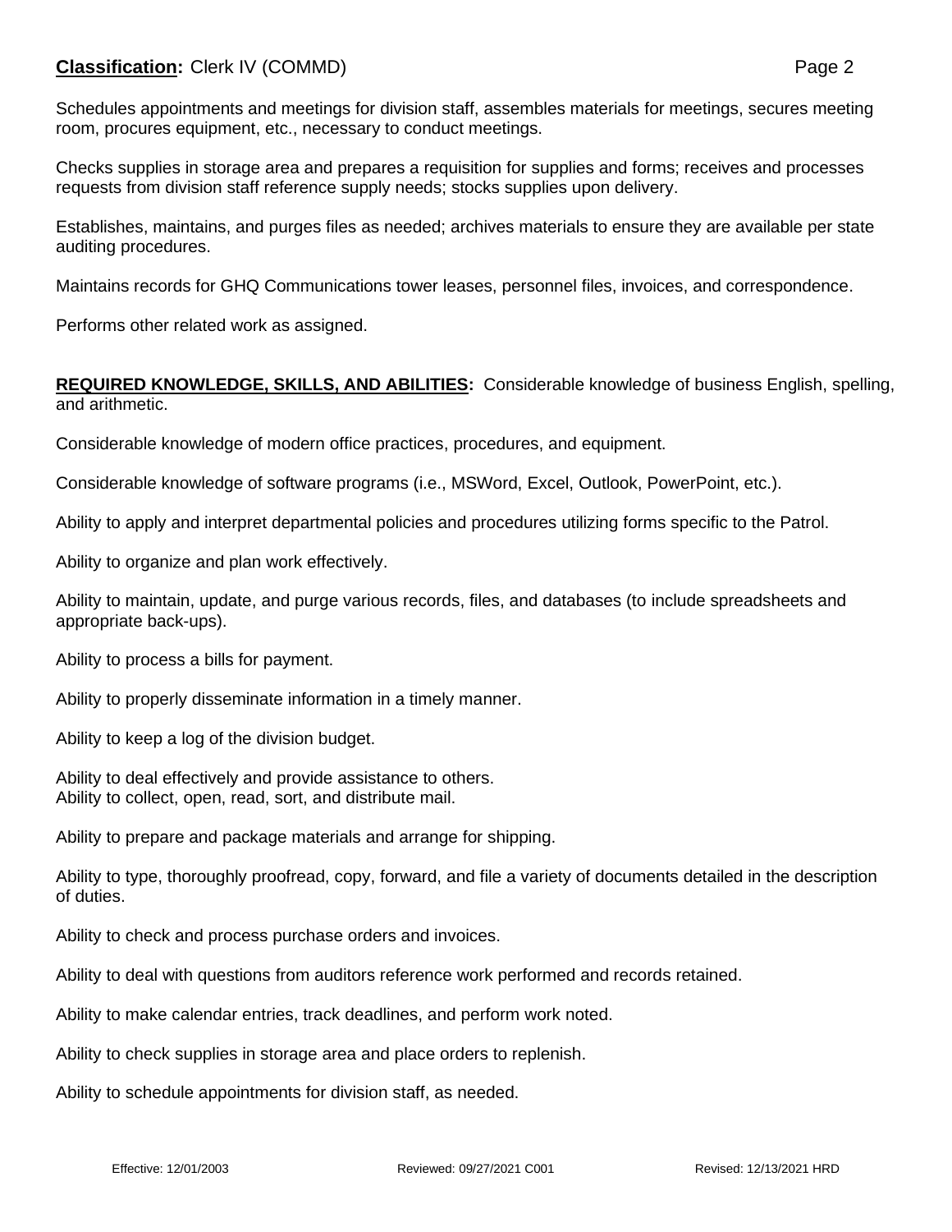Schedules appointments and meetings for division staff, assembles materials for meetings, secures meeting room, procures equipment, etc., necessary to conduct meetings.

Checks supplies in storage area and prepares a requisition for supplies and forms; receives and processes requests from division staff reference supply needs; stocks supplies upon delivery.

Establishes, maintains, and purges files as needed; archives materials to ensure they are available per state auditing procedures.

Maintains records for GHQ Communications tower leases, personnel files, invoices, and correspondence.

Performs other related work as assigned.

**REQUIRED KNOWLEDGE, SKILLS, AND ABILITIES:** Considerable knowledge of business English, spelling, and arithmetic.

Considerable knowledge of modern office practices, procedures, and equipment.

Considerable knowledge of software programs (i.e., MSWord, Excel, Outlook, PowerPoint, etc.).

Ability to apply and interpret departmental policies and procedures utilizing forms specific to the Patrol.

Ability to organize and plan work effectively.

Ability to maintain, update, and purge various records, files, and databases (to include spreadsheets and appropriate back-ups).

Ability to process a bills for payment.

Ability to properly disseminate information in a timely manner.

Ability to keep a log of the division budget.

Ability to deal effectively and provide assistance to others.
Ability to collect, open, read, sort, and distribute mail.

Ability to prepare and package materials and arrange for shipping.

Ability to type, thoroughly proofread, copy, forward, and file a variety of documents detailed in the description of duties.

Ability to check and process purchase orders and invoices.

Ability to deal with questions from auditors reference work performed and records retained.

Ability to make calendar entries, track deadlines, and perform work noted.

Ability to check supplies in storage area and place orders to replenish.

Ability to schedule appointments for division staff, as needed.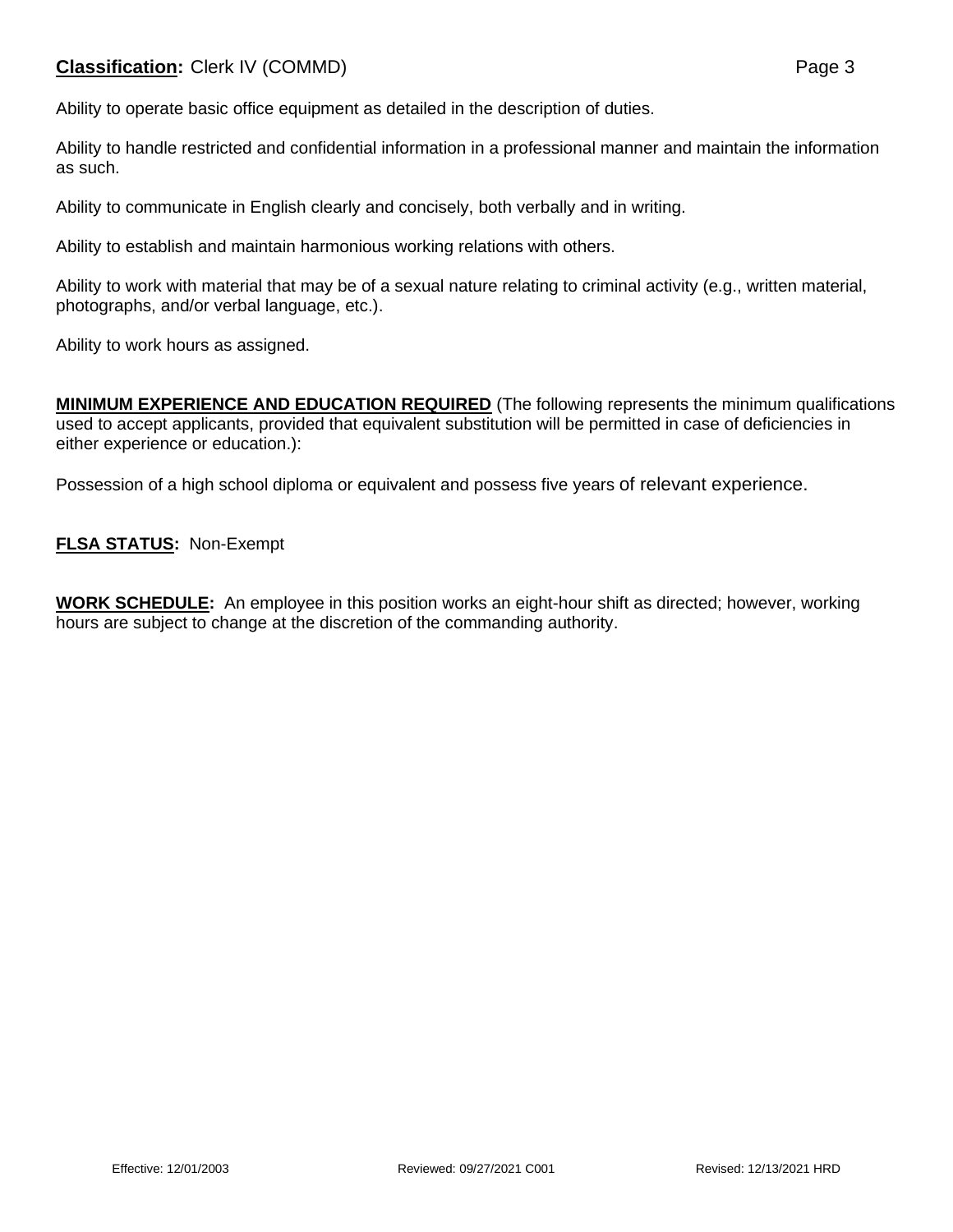Ability to operate basic office equipment as detailed in the description of duties.

Ability to handle restricted and confidential information in a professional manner and maintain the information as such.

Ability to communicate in English clearly and concisely, both verbally and in writing.

Ability to establish and maintain harmonious working relations with others.

Ability to work with material that may be of a sexual nature relating to criminal activity (e.g., written material, photographs, and/or verbal language, etc.).

Ability to work hours as assigned.

**MINIMUM EXPERIENCE AND EDUCATION REQUIRED** (The following represents the minimum qualifications used to accept applicants, provided that equivalent substitution will be permitted in case of deficiencies in either experience or education.):

Possession of a high school diploma or equivalent and possess five years of relevant experience.

**FLSA STATUS:** Non-Exempt

**WORK SCHEDULE:** An employee in this position works an eight-hour shift as directed; however, working hours are subject to change at the discretion of the commanding authority.